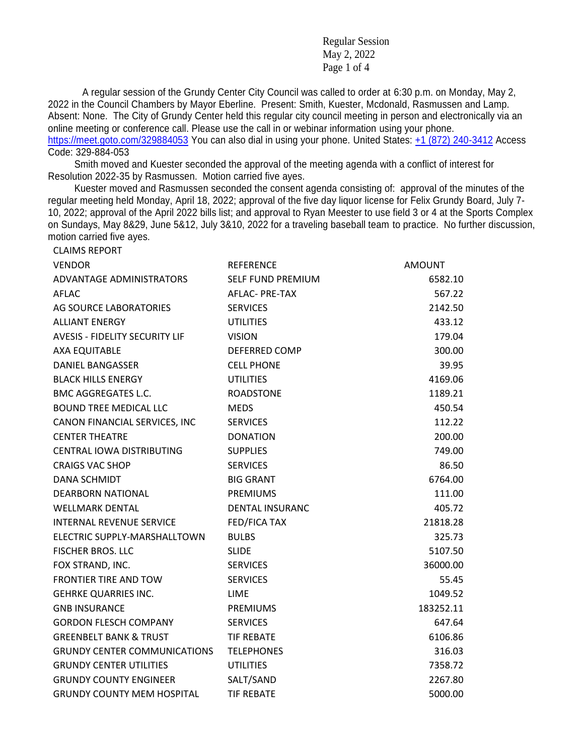A regular session of the Grundy Center City Council was called to order at 6:30 p.m. on Monday, May 2, 2022 in the Council Chambers by Mayor Eberline. Present: Smith, Kuester, Mcdonald, Rasmussen and Lamp. Absent: None. The City of Grundy Center held this regular city council meeting in person and electronically via an online meeting or conference call. Please use the call in or webinar information using your phone. https://meet.goto.com/329884053 You can also dial in using your phone. United States: +1 (872) 240-3412 Access Code: 329-884-053

Smith moved and Kuester seconded the approval of the meeting agenda with a conflict of interest for Resolution 2022-35 by Rasmussen. Motion carried five ayes.

Kuester moved and Rasmussen seconded the consent agenda consisting of: approval of the minutes of the regular meeting held Monday, April 18, 2022; approval of the five day liquor license for Felix Grundy Board, July 7-10, 2022; approval of the April 2022 bills list; and approval to Ryan Meester to use field 3 or 4 at the Sports Complex on Sundays, May 8&29, June 5&12, July 3&10, 2022 for a traveling baseball team to practice. No further discussion, motion carried five ayes.

CLAIMS REPORT

| VENDOR | REFERENCE | AMOUNT |
|---|---|---|
| ADVANTAGE ADMINISTRATORS | SELF FUND PREMIUM | 6582.10 |
| AFLAC | AFLAC- PRE-TAX | 567.22 |
| AG SOURCE LABORATORIES | SERVICES | 2142.50 |
| ALLIANT ENERGY | UTILITIES | 433.12 |
| AVESIS - FIDELITY SECURITY LIF | VISION | 179.04 |
| AXA EQUITABLE | DEFERRED COMP | 300.00 |
| DANIEL BANGASSER | CELL PHONE | 39.95 |
| BLACK HILLS ENERGY | UTILITIES | 4169.06 |
| BMC AGGREGATES L.C. | ROADSTONE | 1189.21 |
| BOUND TREE MEDICAL LLC | MEDS | 450.54 |
| CANON FINANCIAL SERVICES, INC | SERVICES | 112.22 |
| CENTER THEATRE | DONATION | 200.00 |
| CENTRAL IOWA DISTRIBUTING | SUPPLIES | 749.00 |
| CRAIGS VAC SHOP | SERVICES | 86.50 |
| DANA SCHMIDT | BIG GRANT | 6764.00 |
| DEARBORN NATIONAL | PREMIUMS | 111.00 |
| WELLMARK DENTAL | DENTAL INSURANC | 405.72 |
| INTERNAL REVENUE SERVICE | FED/FICA TAX | 21818.28 |
| ELECTRIC SUPPLY-MARSHALLTOWN | BULBS | 325.73 |
| FISCHER BROS. LLC | SLIDE | 5107.50 |
| FOX STRAND, INC. | SERVICES | 36000.00 |
| FRONTIER TIRE AND TOW | SERVICES | 55.45 |
| GEHRKE QUARRIES INC. | LIME | 1049.52 |
| GNB INSURANCE | PREMIUMS | 183252.11 |
| GORDON FLESCH COMPANY | SERVICES | 647.64 |
| GREENBELT BANK & TRUST | TIF REBATE | 6106.86 |
| GRUNDY CENTER COMMUNICATIONS | TELEPHONES | 316.03 |
| GRUNDY CENTER UTILITIES | UTILITIES | 7358.72 |
| GRUNDY COUNTY ENGINEER | SALT/SAND | 2267.80 |
| GRUNDY COUNTY MEM HOSPITAL | TIF REBATE | 5000.00 |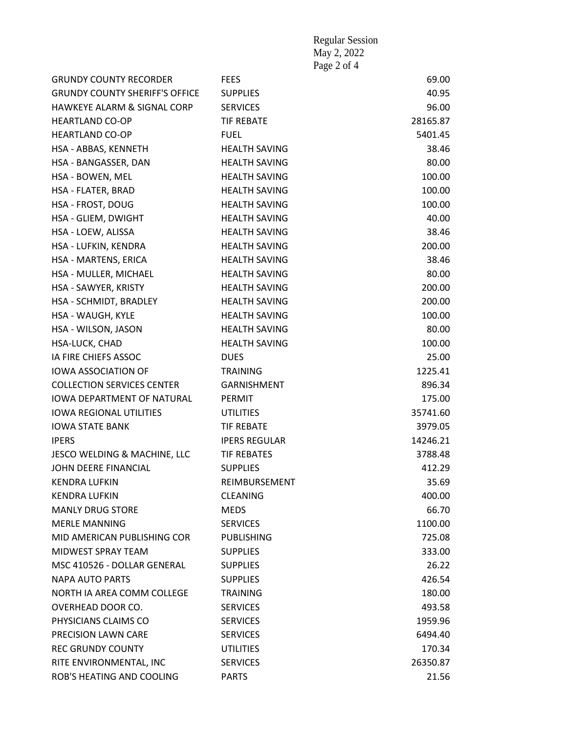| | | |
|---|---|---|
| GRUNDY COUNTY RECORDER | FEES | 69.00 |
| GRUNDY COUNTY SHERIFF'S OFFICE | SUPPLIES | 40.95 |
| HAWKEYE ALARM & SIGNAL CORP | SERVICES | 96.00 |
| HEARTLAND CO-OP | TIF REBATE | 28165.87 |
| HEARTLAND CO-OP | FUEL | 5401.45 |
| HSA - ABBAS, KENNETH | HEALTH SAVING | 38.46 |
| HSA - BANGASSER, DAN | HEALTH SAVING | 80.00 |
| HSA - BOWEN, MEL | HEALTH SAVING | 100.00 |
| HSA - FLATER, BRAD | HEALTH SAVING | 100.00 |
| HSA - FROST, DOUG | HEALTH SAVING | 100.00 |
| HSA - GLIEM, DWIGHT | HEALTH SAVING | 40.00 |
| HSA - LOEW, ALISSA | HEALTH SAVING | 38.46 |
| HSA - LUFKIN, KENDRA | HEALTH SAVING | 200.00 |
| HSA - MARTENS, ERICA | HEALTH SAVING | 38.46 |
| HSA - MULLER, MICHAEL | HEALTH SAVING | 80.00 |
| HSA - SAWYER, KRISTY | HEALTH SAVING | 200.00 |
| HSA - SCHMIDT, BRADLEY | HEALTH SAVING | 200.00 |
| HSA - WAUGH, KYLE | HEALTH SAVING | 100.00 |
| HSA - WILSON, JASON | HEALTH SAVING | 80.00 |
| HSA-LUCK, CHAD | HEALTH SAVING | 100.00 |
| IA FIRE CHIEFS ASSOC | DUES | 25.00 |
| IOWA ASSOCIATION OF | TRAINING | 1225.41 |
| COLLECTION SERVICES CENTER | GARNISHMENT | 896.34 |
| IOWA DEPARTMENT OF NATURAL | PERMIT | 175.00 |
| IOWA REGIONAL UTILITIES | UTILITIES | 35741.60 |
| IOWA STATE BANK | TIF REBATE | 3979.05 |
| IPERS | IPERS REGULAR | 14246.21 |
| JESCO WELDING & MACHINE, LLC | TIF REBATES | 3788.48 |
| JOHN DEERE FINANCIAL | SUPPLIES | 412.29 |
| KENDRA LUFKIN | REIMBURSEMENT | 35.69 |
| KENDRA LUFKIN | CLEANING | 400.00 |
| MANLY DRUG STORE | MEDS | 66.70 |
| MERLE MANNING | SERVICES | 1100.00 |
| MID AMERICAN PUBLISHING COR | PUBLISHING | 725.08 |
| MIDWEST SPRAY TEAM | SUPPLIES | 333.00 |
| MSC 410526 - DOLLAR GENERAL | SUPPLIES | 26.22 |
| NAPA AUTO PARTS | SUPPLIES | 426.54 |
| NORTH IA AREA COMM COLLEGE | TRAINING | 180.00 |
| OVERHEAD DOOR CO. | SERVICES | 493.58 |
| PHYSICIANS CLAIMS CO | SERVICES | 1959.96 |
| PRECISION LAWN CARE | SERVICES | 6494.40 |
| REC GRUNDY COUNTY | UTILITIES | 170.34 |
| RITE ENVIRONMENTAL, INC | SERVICES | 26350.87 |
| ROB'S HEATING AND COOLING | PARTS | 21.56 |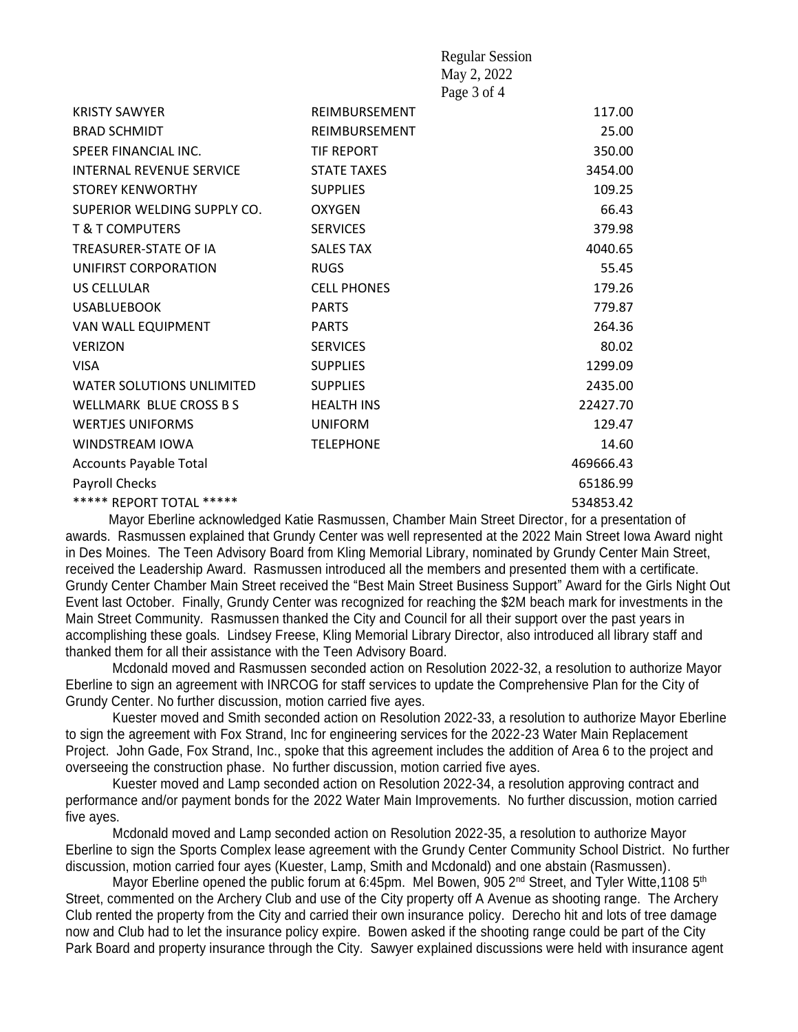| | | |
|---|---|---|
| KRISTY SAWYER | REIMBURSEMENT | 117.00 |
| BRAD SCHMIDT | REIMBURSEMENT | 25.00 |
| SPEER FINANCIAL INC. | TIF REPORT | 350.00 |
| INTERNAL REVENUE SERVICE | STATE TAXES | 3454.00 |
| STOREY KENWORTHY | SUPPLIES | 109.25 |
| SUPERIOR WELDING SUPPLY CO. | OXYGEN | 66.43 |
| T & T COMPUTERS | SERVICES | 379.98 |
| TREASURER-STATE OF IA | SALES TAX | 4040.65 |
| UNIFIRST CORPORATION | RUGS | 55.45 |
| US CELLULAR | CELL PHONES | 179.26 |
| USABLUEBOOK | PARTS | 779.87 |
| VAN WALL EQUIPMENT | PARTS | 264.36 |
| VERIZON | SERVICES | 80.02 |
| VISA | SUPPLIES | 1299.09 |
| WATER SOLUTIONS UNLIMITED | SUPPLIES | 2435.00 |
| WELLMARK BLUE CROSS B S | HEALTH INS | 22427.70 |
| WERTJES UNIFORMS | UNIFORM | 129.47 |
| WINDSTREAM IOWA | TELEPHONE | 14.60 |
| Accounts Payable Total | | 469666.43 |
| Payroll Checks | | 65186.99 |
| ***** REPORT TOTAL ***** | | 534853.42 |

Mayor Eberline acknowledged Katie Rasmussen, Chamber Main Street Director, for a presentation of awards. Rasmussen explained that Grundy Center was well represented at the 2022 Main Street Iowa Award night in Des Moines. The Teen Advisory Board from Kling Memorial Library, nominated by Grundy Center Main Street, received the Leadership Award. Rasmussen introduced all the members and presented them with a certificate. Grundy Center Chamber Main Street received the "Best Main Street Business Support" Award for the Girls Night Out Event last October. Finally, Grundy Center was recognized for reaching the $2M beach mark for investments in the Main Street Community. Rasmussen thanked the City and Council for all their support over the past years in accomplishing these goals. Lindsey Freese, Kling Memorial Library Director, also introduced all library staff and thanked them for all their assistance with the Teen Advisory Board.

Mcdonald moved and Rasmussen seconded action on Resolution 2022-32, a resolution to authorize Mayor Eberline to sign an agreement with INRCOG for staff services to update the Comprehensive Plan for the City of Grundy Center. No further discussion, motion carried five ayes.

Kuester moved and Smith seconded action on Resolution 2022-33, a resolution to authorize Mayor Eberline to sign the agreement with Fox Strand, Inc for engineering services for the 2022-23 Water Main Replacement Project. John Gade, Fox Strand, Inc., spoke that this agreement includes the addition of Area 6 to the project and overseeing the construction phase. No further discussion, motion carried five ayes.

Kuester moved and Lamp seconded action on Resolution 2022-34, a resolution approving contract and performance and/or payment bonds for the 2022 Water Main Improvements. No further discussion, motion carried five ayes.

Mcdonald moved and Lamp seconded action on Resolution 2022-35, a resolution to authorize Mayor Eberline to sign the Sports Complex lease agreement with the Grundy Center Community School District. No further discussion, motion carried four ayes (Kuester, Lamp, Smith and Mcdonald) and one abstain (Rasmussen).

Mayor Eberline opened the public forum at 6:45pm. Mel Bowen, 905 2nd Street, and Tyler Witte, 1108 5th Street, commented on the Archery Club and use of the City property off A Avenue as shooting range. The Archery Club rented the property from the City and carried their own insurance policy. Derecho hit and lots of tree damage now and Club had to let the insurance policy expire. Bowen asked if the shooting range could be part of the City Park Board and property insurance through the City. Sawyer explained discussions were held with insurance agent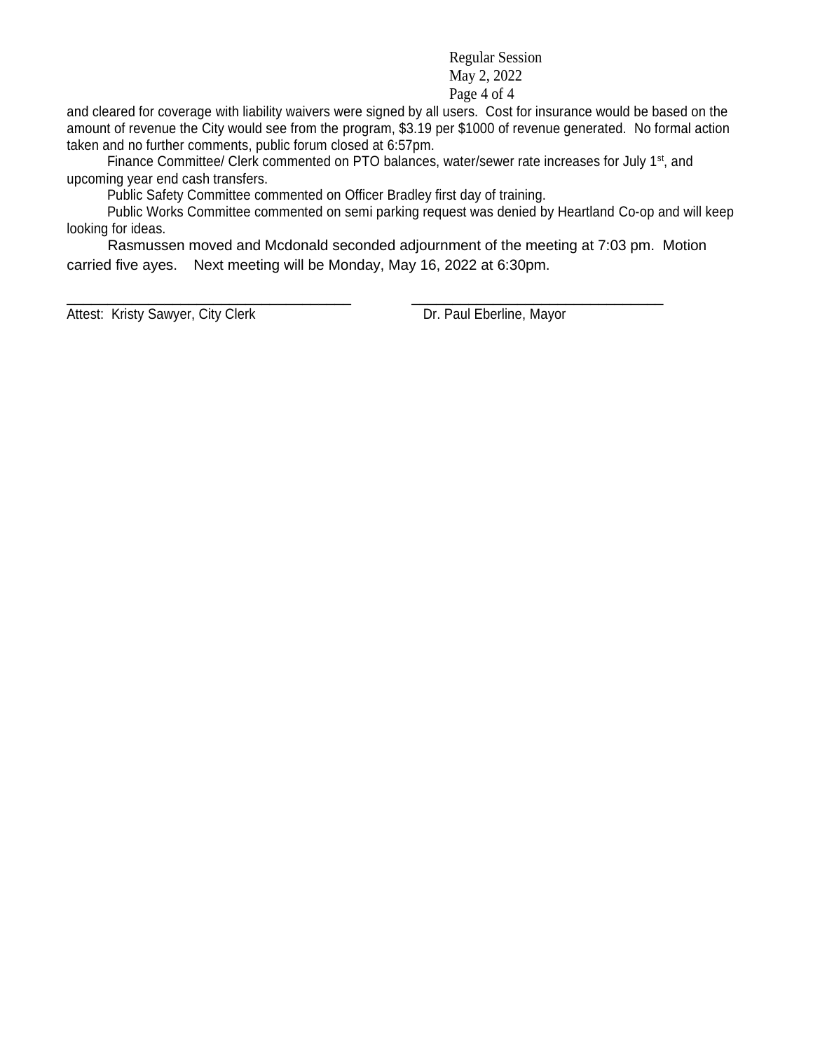and cleared for coverage with liability waivers were signed by all users. Cost for insurance would be based on the amount of revenue the City would see from the program, $3.19 per $1000 of revenue generated. No formal action taken and no further comments, public forum closed at 6:57pm.

Finance Committee/ Clerk commented on PTO balances, water/sewer rate increases for July 1st, and upcoming year end cash transfers.

Public Safety Committee commented on Officer Bradley first day of training.

Public Works Committee commented on semi parking request was denied by Heartland Co-op and will keep looking for ideas.

Rasmussen moved and Mcdonald seconded adjournment of the meeting at 7:03 pm. Motion carried five ayes. Next meeting will be Monday, May 16, 2022 at 6:30pm.

_______________________________________ _________________________________

Attest: Kristy Sawyer, City Clerk Dr. Paul Eberline, Mayor